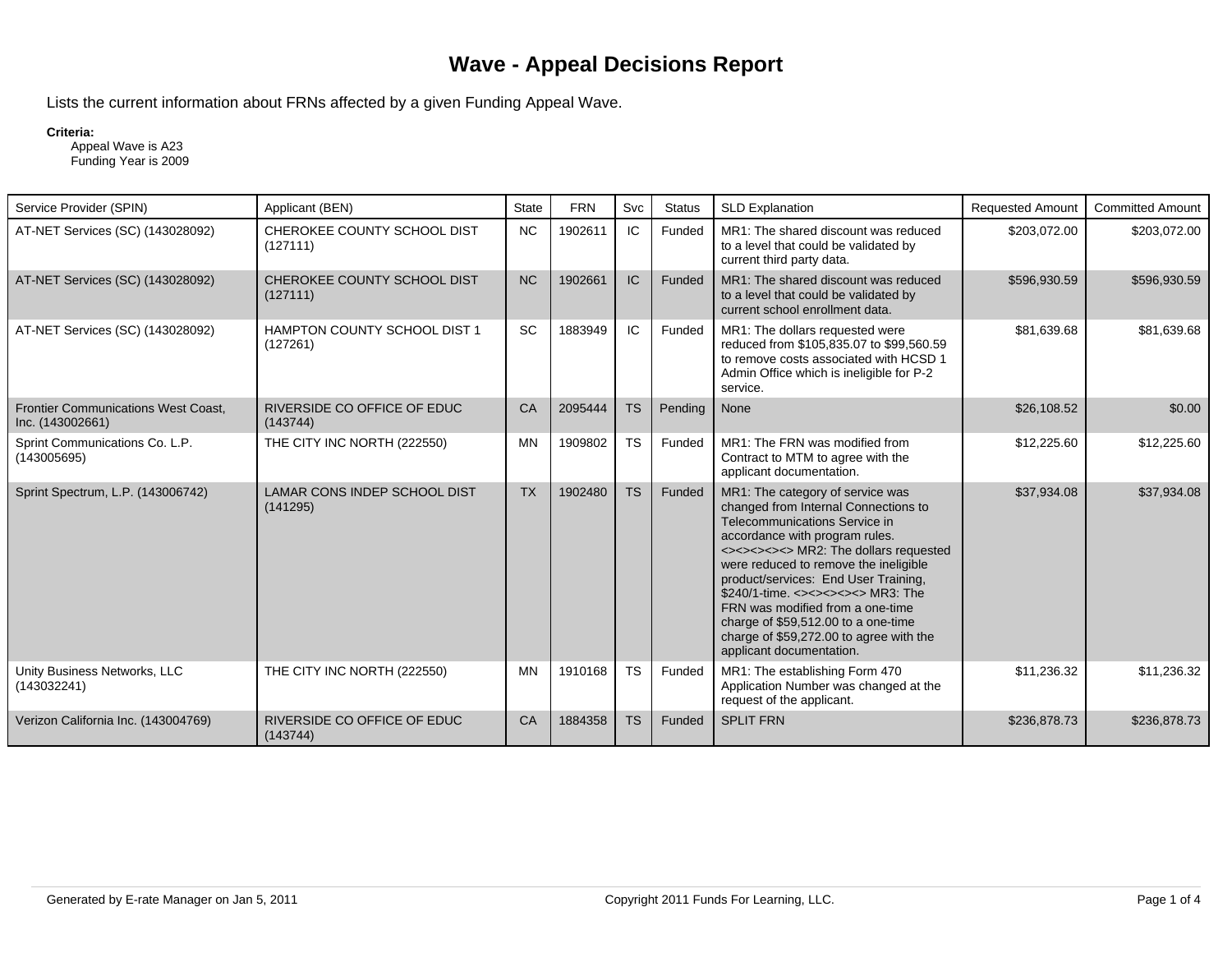# Wave - Appeal Decisions Report

Lists the current information about FRNs affected by a given Funding Appeal Wave.

**Criteria:**
Appeal Wave is A23
Funding Year is 2009

| Service Provider (SPIN) | Applicant (BEN) | State | FRN | Svc | Status | SLD Explanation | Requested Amount | Committed Amount |
|---|---|---|---|---|---|---|---|---|
| AT-NET Services (SC) (143028092) | CHEROKEE COUNTY SCHOOL DIST (127111) | NC | 1902611 | IC | Funded | MR1: The shared discount was reduced to a level that could be validated by current third party data. | $203,072.00 | $203,072.00 |
| AT-NET Services (SC) (143028092) | CHEROKEE COUNTY SCHOOL DIST (127111) | NC | 1902661 | IC | Funded | MR1: The shared discount was reduced to a level that could be validated by current school enrollment data. | $596,930.59 | $596,930.59 |
| AT-NET Services (SC) (143028092) | HAMPTON COUNTY SCHOOL DIST 1 (127261) | SC | 1883949 | IC | Funded | MR1: The dollars requested were reduced from $105,835.07 to $99,560.59 to remove costs associated with HCSD 1 Admin Office which is ineligible for P-2 service. | $81,639.68 | $81,639.68 |
| Frontier Communications West Coast, Inc. (143002661) | RIVERSIDE CO OFFICE OF EDUC (143744) | CA | 2095444 | TS | Pending | None | $26,108.52 | $0.00 |
| Sprint Communications Co. L.P. (143005695) | THE CITY INC NORTH (222550) | MN | 1909802 | TS | Funded | MR1: The FRN was modified from Contract to MTM to agree with the applicant documentation. | $12,225.60 | $12,225.60 |
| Sprint Spectrum, L.P. (143006742) | LAMAR CONS INDEP SCHOOL DIST (141295) | TX | 1902480 | TS | Funded | MR1: The category of service was changed from Internal Connections to Telecommunications Service in accordance with program rules. <><><><><> MR2: The dollars requested were reduced to remove the ineligible product/services: End User Training, $240/1-time. <><><><><> MR3: The FRN was modified from a one-time charge of $59,512.00 to a one-time charge of $59,272.00 to agree with the applicant documentation. | $37,934.08 | $37,934.08 |
| Unity Business Networks, LLC (143032241) | THE CITY INC NORTH (222550) | MN | 1910168 | TS | Funded | MR1: The establishing Form 470 Application Number was changed at the request of the applicant. | $11,236.32 | $11,236.32 |
| Verizon California Inc. (143004769) | RIVERSIDE CO OFFICE OF EDUC (143744) | CA | 1884358 | TS | Funded | SPLIT FRN | $236,878.73 | $236,878.73 |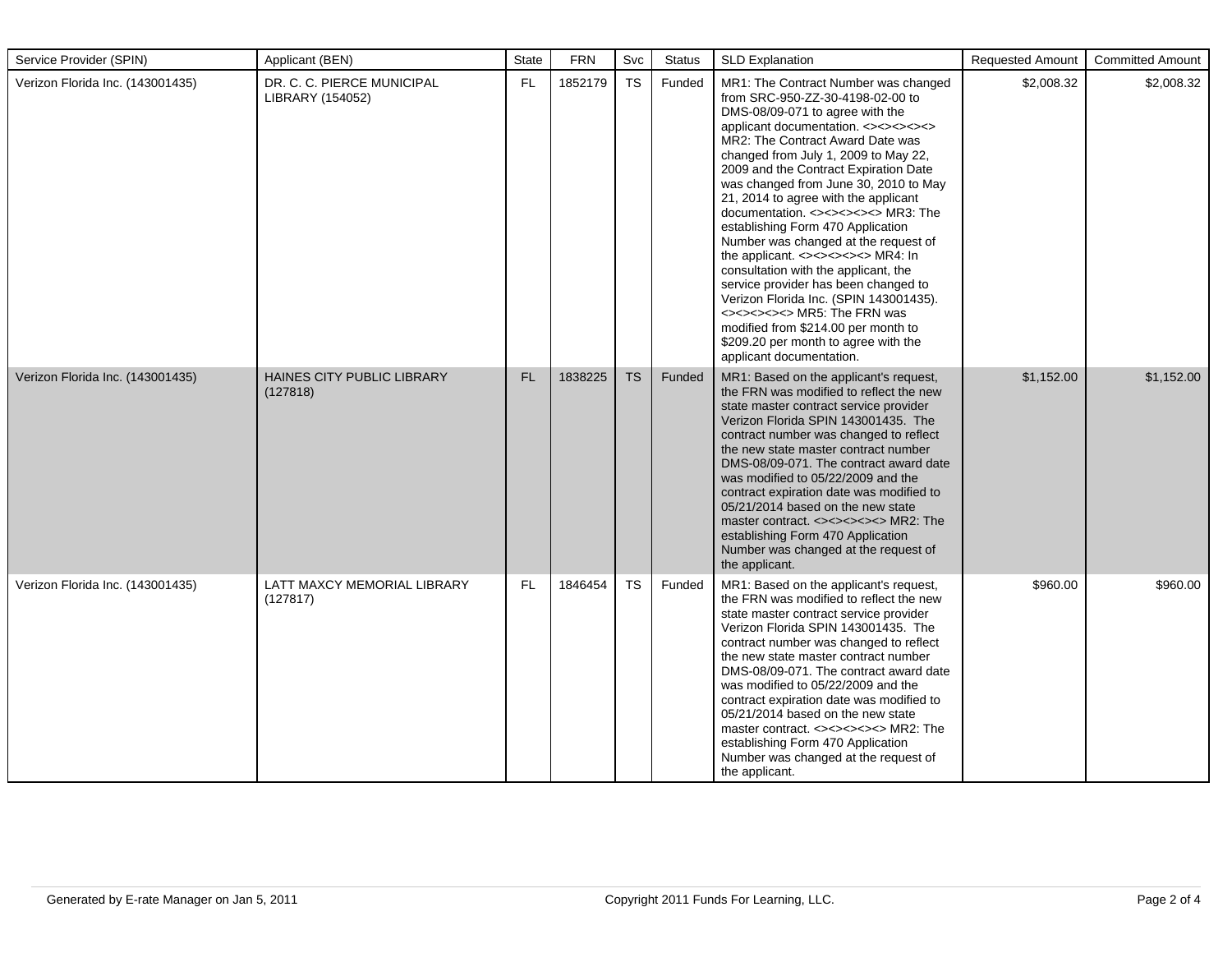| Service Provider (SPIN) | Applicant (BEN) | State | FRN | Svc | Status | SLD Explanation | Requested Amount | Committed Amount |
|---|---|---|---|---|---|---|---|---|
| Verizon Florida Inc. (143001435) | DR. C. C. PIERCE MUNICIPAL LIBRARY (154052) | FL | 1852179 | TS | Funded | MR1: The Contract Number was changed from SRC-950-ZZ-30-4198-02-00 to DMS-08/09-071 to agree with the applicant documentation. <><><><><> MR2: The Contract Award Date was changed from July 1, 2009 to May 22, 2009 and the Contract Expiration Date was changed from June 30, 2010 to May 21, 2014 to agree with the applicant documentation. <><><><><> MR3: The establishing Form 470 Application Number was changed at the request of the applicant. <><><><><> MR4: In consultation with the applicant, the service provider has been changed to Verizon Florida Inc. (SPIN 143001435). <><><><><> MR5: The FRN was modified from $214.00 per month to $209.20 per month to agree with the applicant documentation. | $2,008.32 | $2,008.32 |
| Verizon Florida Inc. (143001435) | HAINES CITY PUBLIC LIBRARY (127818) | FL | 1838225 | TS | Funded | MR1: Based on the applicant's request, the FRN was modified to reflect the new state master contract service provider Verizon Florida SPIN 143001435. The contract number was changed to reflect the new state master contract number DMS-08/09-071. The contract award date was modified to 05/22/2009 and the contract expiration date was modified to 05/21/2014 based on the new state master contract. <><><><><> MR2: The establishing Form 470 Application Number was changed at the request of the applicant. | $1,152.00 | $1,152.00 |
| Verizon Florida Inc. (143001435) | LATT MAXCY MEMORIAL LIBRARY (127817) | FL | 1846454 | TS | Funded | MR1: Based on the applicant's request, the FRN was modified to reflect the new state master contract service provider Verizon Florida SPIN 143001435. The contract number was changed to reflect the new state master contract number DMS-08/09-071. The contract award date was modified to 05/22/2009 and the contract expiration date was modified to 05/21/2014 based on the new state master contract. <><><><><> MR2: The establishing Form 470 Application Number was changed at the request of the applicant. | $960.00 | $960.00 |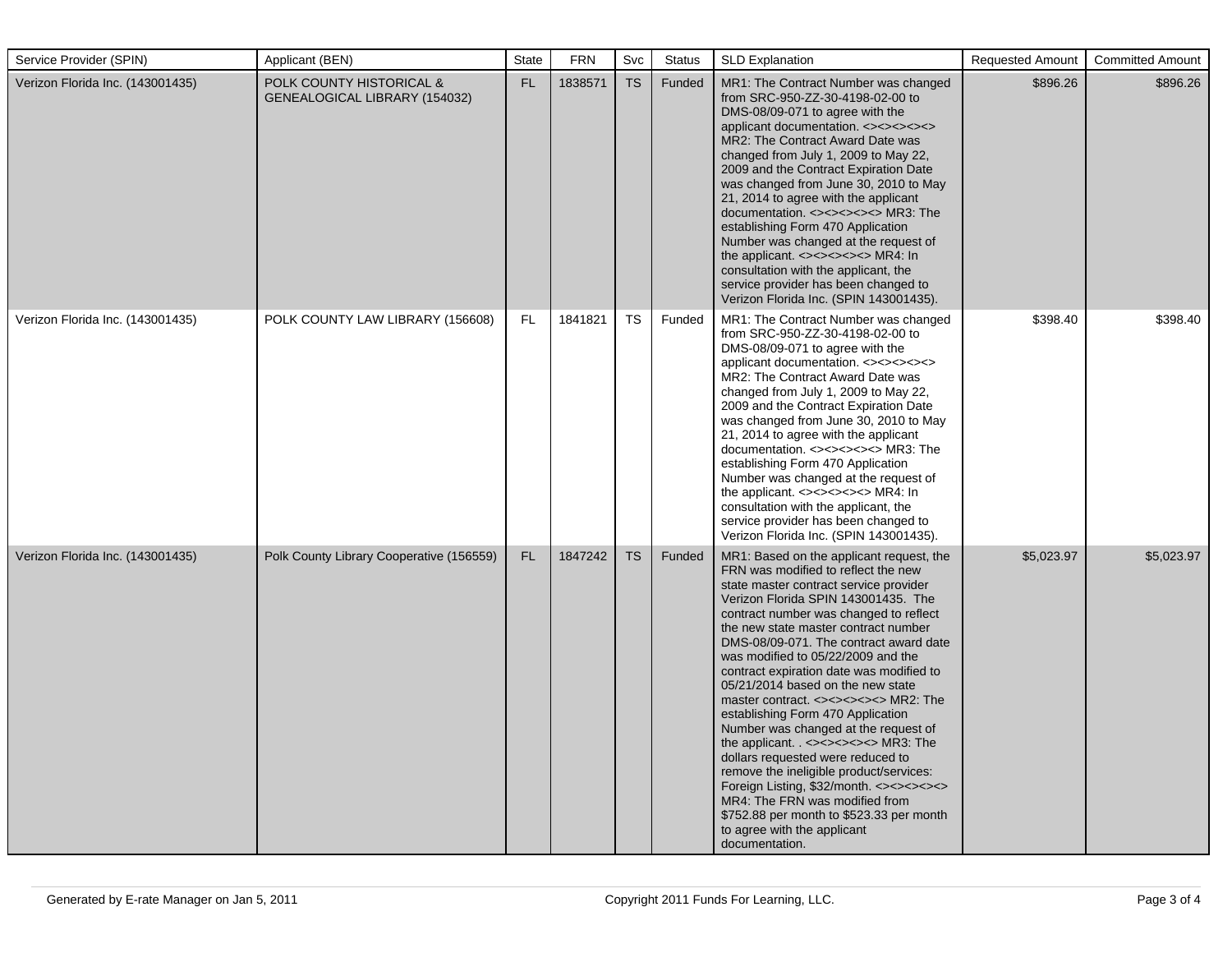| Service Provider (SPIN) | Applicant (BEN) | State | FRN | Svc | Status | SLD Explanation | Requested Amount | Committed Amount |
|---|---|---|---|---|---|---|---|---|
| Verizon Florida Inc. (143001435) | POLK COUNTY HISTORICAL & GENEALOGICAL LIBRARY (154032) | FL | 1838571 | TS | Funded | MR1: The Contract Number was changed from SRC-950-ZZ-30-4198-02-00 to DMS-08/09-071 to agree with the applicant documentation. <><><><><> MR2: The Contract Award Date was changed from July 1, 2009 to May 22, 2009 and the Contract Expiration Date was changed from June 30, 2010 to May 21, 2014 to agree with the applicant documentation. <><><><><> MR3: The establishing Form 470 Application Number was changed at the request of the applicant. <><><><><> MR4: In consultation with the applicant, the service provider has been changed to Verizon Florida Inc. (SPIN 143001435). | $896.26 | $896.26 |
| Verizon Florida Inc. (143001435) | POLK COUNTY LAW LIBRARY (156608) | FL | 1841821 | TS | Funded | MR1: The Contract Number was changed from SRC-950-ZZ-30-4198-02-00 to DMS-08/09-071 to agree with the applicant documentation. <><><><><> MR2: The Contract Award Date was changed from July 1, 2009 to May 22, 2009 and the Contract Expiration Date was changed from June 30, 2010 to May 21, 2014 to agree with the applicant documentation. <><><><><> MR3: The establishing Form 470 Application Number was changed at the request of the applicant. <><><><><> MR4: In consultation with the applicant, the service provider has been changed to Verizon Florida Inc. (SPIN 143001435). | $398.40 | $398.40 |
| Verizon Florida Inc. (143001435) | Polk County Library Cooperative (156559) | FL | 1847242 | TS | Funded | MR1: Based on the applicant request, the FRN was modified to reflect the new state master contract service provider Verizon Florida SPIN 143001435. The contract number was changed to reflect the new state master contract number DMS-08/09-071. The contract award date was modified to 05/22/2009 and the contract expiration date was modified to 05/21/2014 based on the new state master contract. <><><><><> MR2: The establishing Form 470 Application Number was changed at the request of the applicant. . <><><><><> MR3: The dollars requested were reduced to remove the ineligible product/services: Foreign Listing, $32/month. <><><><><> MR4: The FRN was modified from $752.88 per month to $523.33 per month to agree with the applicant documentation. | $5,023.97 | $5,023.97 |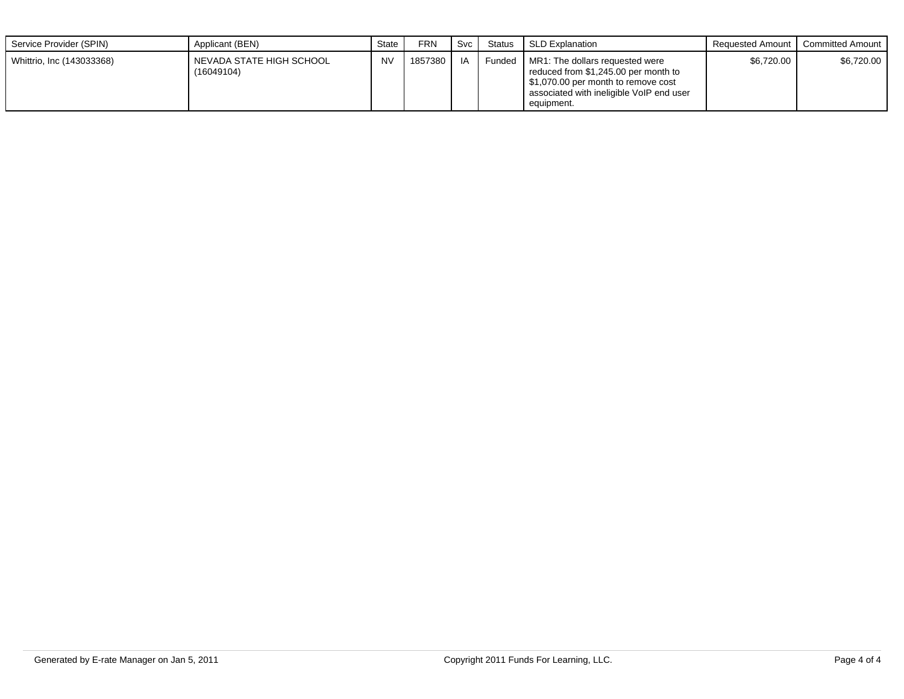| Service Provider (SPIN) | Applicant (BEN) | State | FRN | Svc | Status | SLD Explanation | Requested Amount | Committed Amount |
|---|---|---|---|---|---|---|---|---|
| Whittrio, Inc (143033368) | NEVADA STATE HIGH SCHOOL (16049104) | NV | 1857380 | IA | Funded | MR1: The dollars requested were reduced from $1,245.00 per month to $1,070.00 per month to remove cost associated with ineligible VoIP end user equipment. | $6,720.00 | $6,720.00 |

Generated by E-rate Manager on Jan 5, 2011

Copyright 2011 Funds For Learning, LLC.